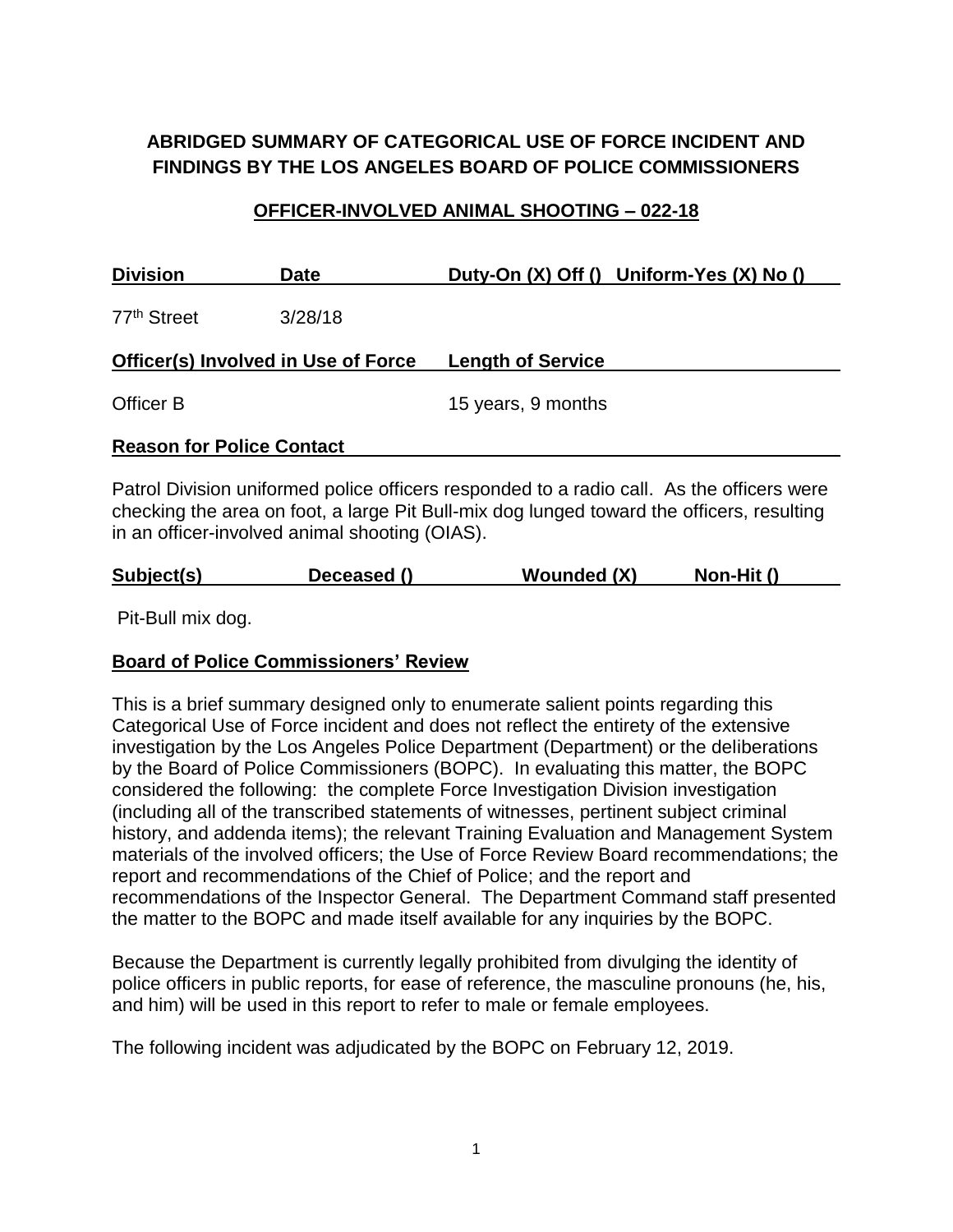# ABRIDGED SUMMARY OF CATEGORICAL USE OF FORCE INCIDENT AND FINDINGS BY THE LOS ANGELES BOARD OF POLICE COMMISSIONERS

## OFFICER-INVOLVED ANIMAL SHOOTING – 022-18

| Division | Date | Duty-On (X) Off () | Uniform-Yes (X) No () |
|---|---|---|---|
| 77th Street | 3/28/18 | | |

| Officer(s) Involved in Use of Force | Length of Service |
|---|---|
| Officer B | 15 years, 9 months |

**Reason for Police Contact**

Patrol Division uniformed police officers responded to a radio call. As the officers were checking the area on foot, a large Pit Bull-mix dog lunged toward the officers, resulting in an officer-involved animal shooting (OIAS).

| Subject(s) | Deceased () | Wounded (X) | Non-Hit () |
|---|---|---|---|

Pit-Bull mix dog.

**Board of Police Commissioners' Review**

This is a brief summary designed only to enumerate salient points regarding this Categorical Use of Force incident and does not reflect the entirety of the extensive investigation by the Los Angeles Police Department (Department) or the deliberations by the Board of Police Commissioners (BOPC). In evaluating this matter, the BOPC considered the following: the complete Force Investigation Division investigation (including all of the transcribed statements of witnesses, pertinent subject criminal history, and addenda items); the relevant Training Evaluation and Management System materials of the involved officers; the Use of Force Review Board recommendations; the report and recommendations of the Chief of Police; and the report and recommendations of the Inspector General. The Department Command staff presented the matter to the BOPC and made itself available for any inquiries by the BOPC.

Because the Department is currently legally prohibited from divulging the identity of police officers in public reports, for ease of reference, the masculine pronouns (he, his, and him) will be used in this report to refer to male or female employees.

The following incident was adjudicated by the BOPC on February 12, 2019.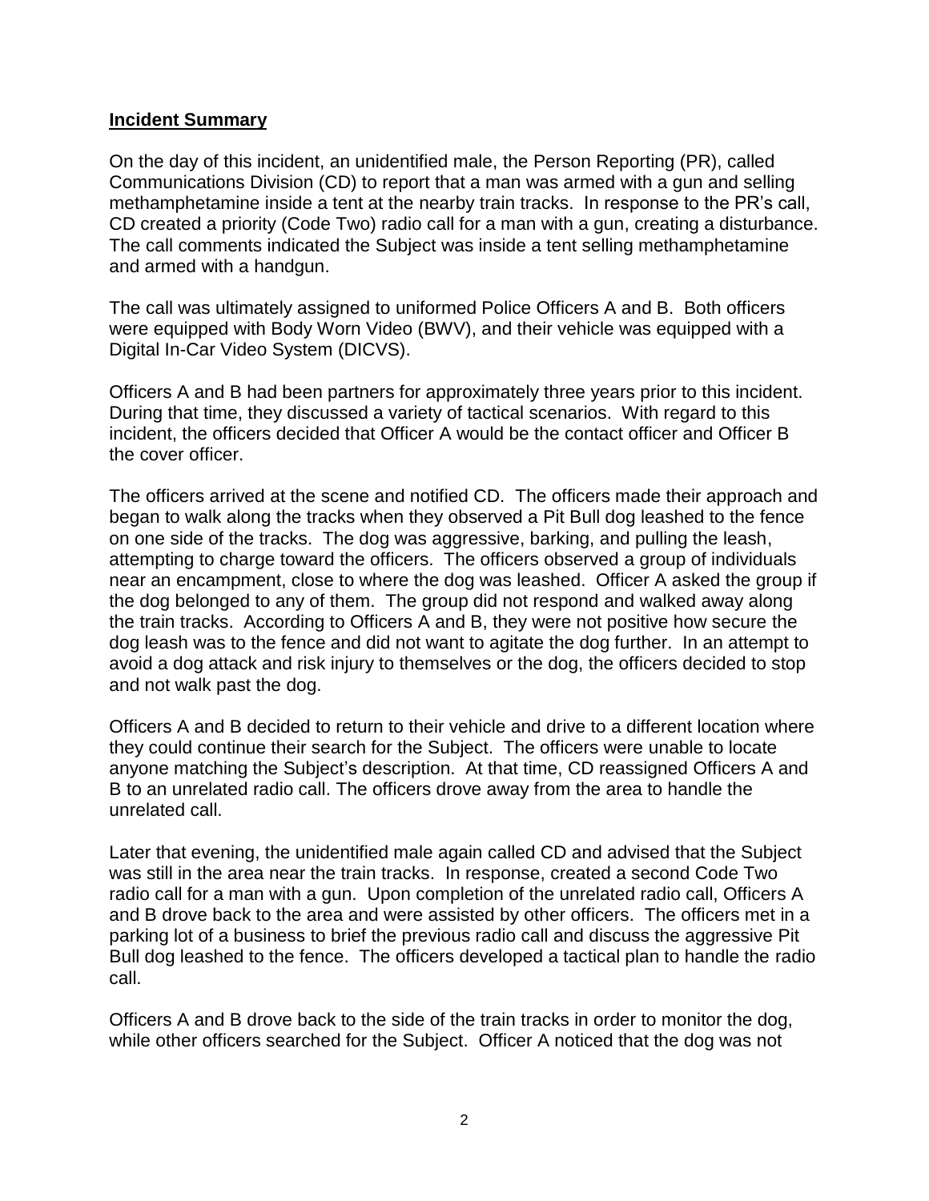**Incident Summary**

On the day of this incident, an unidentified male, the Person Reporting (PR), called Communications Division (CD) to report that a man was armed with a gun and selling methamphetamine inside a tent at the nearby train tracks. In response to the PR's call, CD created a priority (Code Two) radio call for a man with a gun, creating a disturbance. The call comments indicated the Subject was inside a tent selling methamphetamine and armed with a handgun.

The call was ultimately assigned to uniformed Police Officers A and B. Both officers were equipped with Body Worn Video (BWV), and their vehicle was equipped with a Digital In-Car Video System (DICVS).

Officers A and B had been partners for approximately three years prior to this incident. During that time, they discussed a variety of tactical scenarios. With regard to this incident, the officers decided that Officer A would be the contact officer and Officer B the cover officer.

The officers arrived at the scene and notified CD. The officers made their approach and began to walk along the tracks when they observed a Pit Bull dog leashed to the fence on one side of the tracks. The dog was aggressive, barking, and pulling the leash, attempting to charge toward the officers. The officers observed a group of individuals near an encampment, close to where the dog was leashed. Officer A asked the group if the dog belonged to any of them. The group did not respond and walked away along the train tracks. According to Officers A and B, they were not positive how secure the dog leash was to the fence and did not want to agitate the dog further. In an attempt to avoid a dog attack and risk injury to themselves or the dog, the officers decided to stop and not walk past the dog.

Officers A and B decided to return to their vehicle and drive to a different location where they could continue their search for the Subject. The officers were unable to locate anyone matching the Subject's description. At that time, CD reassigned Officers A and B to an unrelated radio call. The officers drove away from the area to handle the unrelated call.

Later that evening, the unidentified male again called CD and advised that the Subject was still in the area near the train tracks. In response, created a second Code Two radio call for a man with a gun. Upon completion of the unrelated radio call, Officers A and B drove back to the area and were assisted by other officers. The officers met in a parking lot of a business to brief the previous radio call and discuss the aggressive Pit Bull dog leashed to the fence. The officers developed a tactical plan to handle the radio call.

Officers A and B drove back to the side of the train tracks in order to monitor the dog, while other officers searched for the Subject. Officer A noticed that the dog was not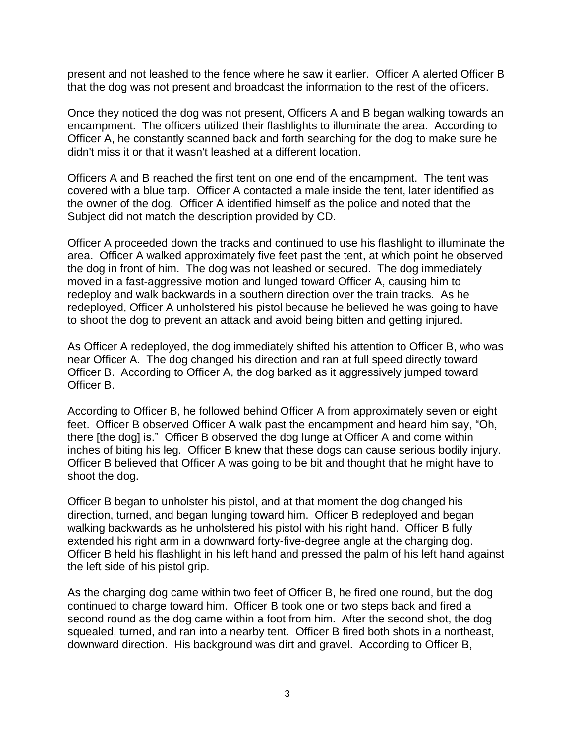present and not leashed to the fence where he saw it earlier. Officer A alerted Officer B that the dog was not present and broadcast the information to the rest of the officers.

Once they noticed the dog was not present, Officers A and B began walking towards an encampment. The officers utilized their flashlights to illuminate the area. According to Officer A, he constantly scanned back and forth searching for the dog to make sure he didn't miss it or that it wasn't leashed at a different location.

Officers A and B reached the first tent on one end of the encampment. The tent was covered with a blue tarp. Officer A contacted a male inside the tent, later identified as the owner of the dog. Officer A identified himself as the police and noted that the Subject did not match the description provided by CD.

Officer A proceeded down the tracks and continued to use his flashlight to illuminate the area. Officer A walked approximately five feet past the tent, at which point he observed the dog in front of him. The dog was not leashed or secured. The dog immediately moved in a fast-aggressive motion and lunged toward Officer A, causing him to redeploy and walk backwards in a southern direction over the train tracks. As he redeployed, Officer A unholstered his pistol because he believed he was going to have to shoot the dog to prevent an attack and avoid being bitten and getting injured.

As Officer A redeployed, the dog immediately shifted his attention to Officer B, who was near Officer A. The dog changed his direction and ran at full speed directly toward Officer B. According to Officer A, the dog barked as it aggressively jumped toward Officer B.

According to Officer B, he followed behind Officer A from approximately seven or eight feet. Officer B observed Officer A walk past the encampment and heard him say, "Oh, there [the dog] is." Officer B observed the dog lunge at Officer A and come within inches of biting his leg. Officer B knew that these dogs can cause serious bodily injury. Officer B believed that Officer A was going to be bit and thought that he might have to shoot the dog.

Officer B began to unholster his pistol, and at that moment the dog changed his direction, turned, and began lunging toward him. Officer B redeployed and began walking backwards as he unholstered his pistol with his right hand. Officer B fully extended his right arm in a downward forty-five-degree angle at the charging dog. Officer B held his flashlight in his left hand and pressed the palm of his left hand against the left side of his pistol grip.

As the charging dog came within two feet of Officer B, he fired one round, but the dog continued to charge toward him. Officer B took one or two steps back and fired a second round as the dog came within a foot from him. After the second shot, the dog squealed, turned, and ran into a nearby tent. Officer B fired both shots in a northeast, downward direction. His background was dirt and gravel. According to Officer B,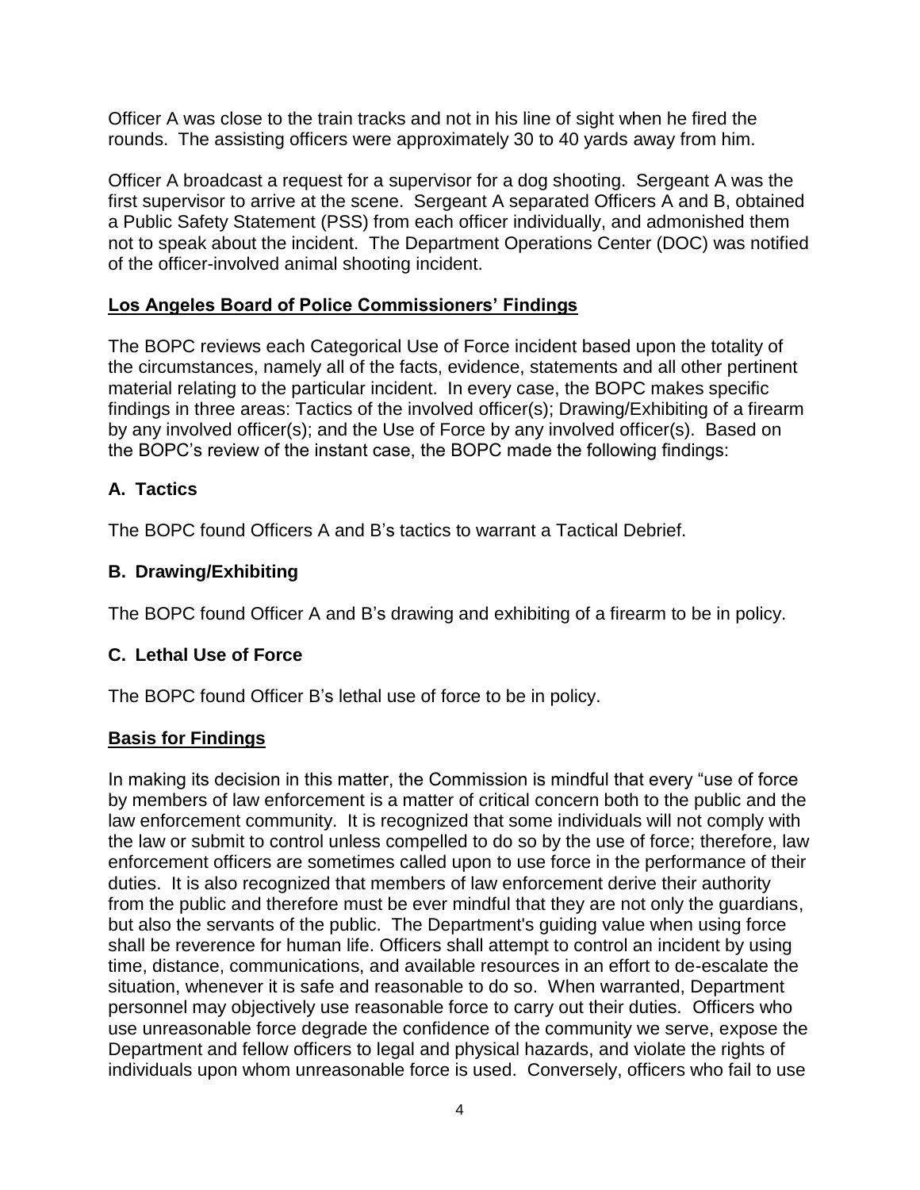Officer A was close to the train tracks and not in his line of sight when he fired the rounds. The assisting officers were approximately 30 to 40 yards away from him.

Officer A broadcast a request for a supervisor for a dog shooting. Sergeant A was the first supervisor to arrive at the scene. Sergeant A separated Officers A and B, obtained a Public Safety Statement (PSS) from each officer individually, and admonished them not to speak about the incident. The Department Operations Center (DOC) was notified of the officer-involved animal shooting incident.

## Los Angeles Board of Police Commissioners' Findings

The BOPC reviews each Categorical Use of Force incident based upon the totality of the circumstances, namely all of the facts, evidence, statements and all other pertinent material relating to the particular incident. In every case, the BOPC makes specific findings in three areas: Tactics of the involved officer(s); Drawing/Exhibiting of a firearm by any involved officer(s); and the Use of Force by any involved officer(s). Based on the BOPC's review of the instant case, the BOPC made the following findings:

### A. Tactics

The BOPC found Officers A and B's tactics to warrant a Tactical Debrief.

### B. Drawing/Exhibiting

The BOPC found Officer A and B's drawing and exhibiting of a firearm to be in policy.

### C. Lethal Use of Force

The BOPC found Officer B's lethal use of force to be in policy.

## Basis for Findings

In making its decision in this matter, the Commission is mindful that every "use of force by members of law enforcement is a matter of critical concern both to the public and the law enforcement community. It is recognized that some individuals will not comply with the law or submit to control unless compelled to do so by the use of force; therefore, law enforcement officers are sometimes called upon to use force in the performance of their duties. It is also recognized that members of law enforcement derive their authority from the public and therefore must be ever mindful that they are not only the guardians, but also the servants of the public. The Department's guiding value when using force shall be reverence for human life. Officers shall attempt to control an incident by using time, distance, communications, and available resources in an effort to de-escalate the situation, whenever it is safe and reasonable to do so. When warranted, Department personnel may objectively use reasonable force to carry out their duties. Officers who use unreasonable force degrade the confidence of the community we serve, expose the Department and fellow officers to legal and physical hazards, and violate the rights of individuals upon whom unreasonable force is used. Conversely, officers who fail to use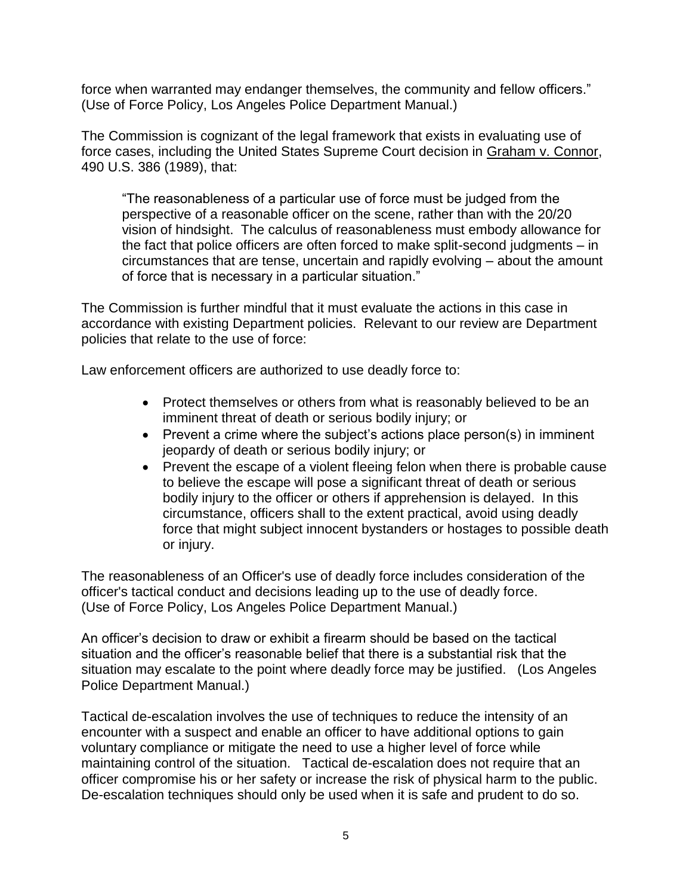force when warranted may endanger themselves, the community and fellow officers." (Use of Force Policy, Los Angeles Police Department Manual.)

The Commission is cognizant of the legal framework that exists in evaluating use of force cases, including the United States Supreme Court decision in Graham v. Connor, 490 U.S. 386 (1989), that:

> "The reasonableness of a particular use of force must be judged from the perspective of a reasonable officer on the scene, rather than with the 20/20 vision of hindsight. The calculus of reasonableness must embody allowance for the fact that police officers are often forced to make split-second judgments – in circumstances that are tense, uncertain and rapidly evolving – about the amount of force that is necessary in a particular situation."

The Commission is further mindful that it must evaluate the actions in this case in accordance with existing Department policies. Relevant to our review are Department policies that relate to the use of force:

Law enforcement officers are authorized to use deadly force to:

- Protect themselves or others from what is reasonably believed to be an imminent threat of death or serious bodily injury; or
- Prevent a crime where the subject's actions place person(s) in imminent jeopardy of death or serious bodily injury; or
- Prevent the escape of a violent fleeing felon when there is probable cause to believe the escape will pose a significant threat of death or serious bodily injury to the officer or others if apprehension is delayed. In this circumstance, officers shall to the extent practical, avoid using deadly force that might subject innocent bystanders or hostages to possible death or injury.

The reasonableness of an Officer's use of deadly force includes consideration of the officer's tactical conduct and decisions leading up to the use of deadly force. (Use of Force Policy, Los Angeles Police Department Manual.)

An officer's decision to draw or exhibit a firearm should be based on the tactical situation and the officer's reasonable belief that there is a substantial risk that the situation may escalate to the point where deadly force may be justified. (Los Angeles Police Department Manual.)

Tactical de-escalation involves the use of techniques to reduce the intensity of an encounter with a suspect and enable an officer to have additional options to gain voluntary compliance or mitigate the need to use a higher level of force while maintaining control of the situation. Tactical de-escalation does not require that an officer compromise his or her safety or increase the risk of physical harm to the public. De-escalation techniques should only be used when it is safe and prudent to do so.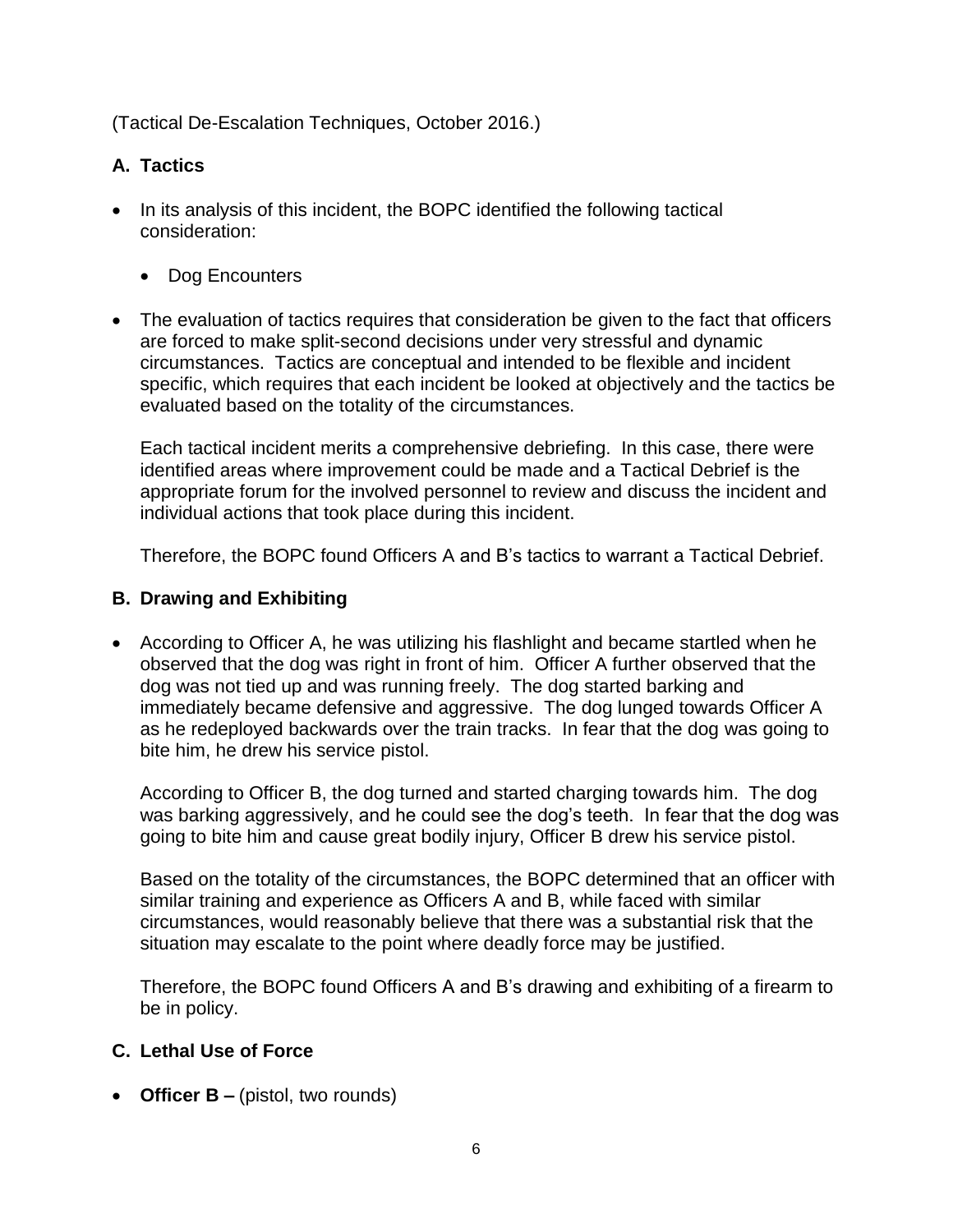(Tactical De-Escalation Techniques, October 2016.)

### A. Tactics

- In its analysis of this incident, the BOPC identified the following tactical consideration:

  - Dog Encounters

- The evaluation of tactics requires that consideration be given to the fact that officers are forced to make split-second decisions under very stressful and dynamic circumstances. Tactics are conceptual and intended to be flexible and incident specific, which requires that each incident be looked at objectively and the tactics be evaluated based on the totality of the circumstances.

  Each tactical incident merits a comprehensive debriefing. In this case, there were identified areas where improvement could be made and a Tactical Debrief is the appropriate forum for the involved personnel to review and discuss the incident and individual actions that took place during this incident.

  Therefore, the BOPC found Officers A and B's tactics to warrant a Tactical Debrief.

### B. Drawing and Exhibiting

- According to Officer A, he was utilizing his flashlight and became startled when he observed that the dog was right in front of him. Officer A further observed that the dog was not tied up and was running freely. The dog started barking and immediately became defensive and aggressive. The dog lunged towards Officer A as he redeployed backwards over the train tracks. In fear that the dog was going to bite him, he drew his service pistol.

  According to Officer B, the dog turned and started charging towards him. The dog was barking aggressively, and he could see the dog's teeth. In fear that the dog was going to bite him and cause great bodily injury, Officer B drew his service pistol.

  Based on the totality of the circumstances, the BOPC determined that an officer with similar training and experience as Officers A and B, while faced with similar circumstances, would reasonably believe that there was a substantial risk that the situation may escalate to the point where deadly force may be justified.

  Therefore, the BOPC found Officers A and B's drawing and exhibiting of a firearm to be in policy.

### C. Lethal Use of Force

- **Officer B –** (pistol, two rounds)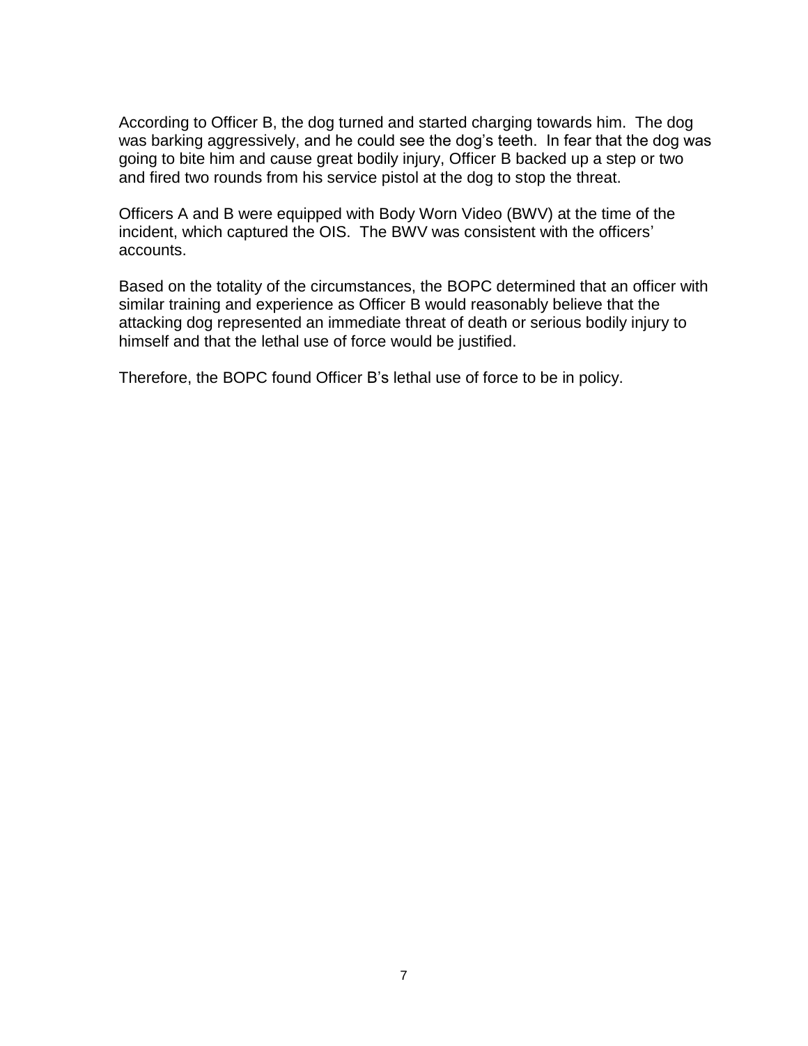According to Officer B, the dog turned and started charging towards him. The dog was barking aggressively, and he could see the dog's teeth. In fear that the dog was going to bite him and cause great bodily injury, Officer B backed up a step or two and fired two rounds from his service pistol at the dog to stop the threat.

Officers A and B were equipped with Body Worn Video (BWV) at the time of the incident, which captured the OIS. The BWV was consistent with the officers' accounts.

Based on the totality of the circumstances, the BOPC determined that an officer with similar training and experience as Officer B would reasonably believe that the attacking dog represented an immediate threat of death or serious bodily injury to himself and that the lethal use of force would be justified.

Therefore, the BOPC found Officer B's lethal use of force to be in policy.